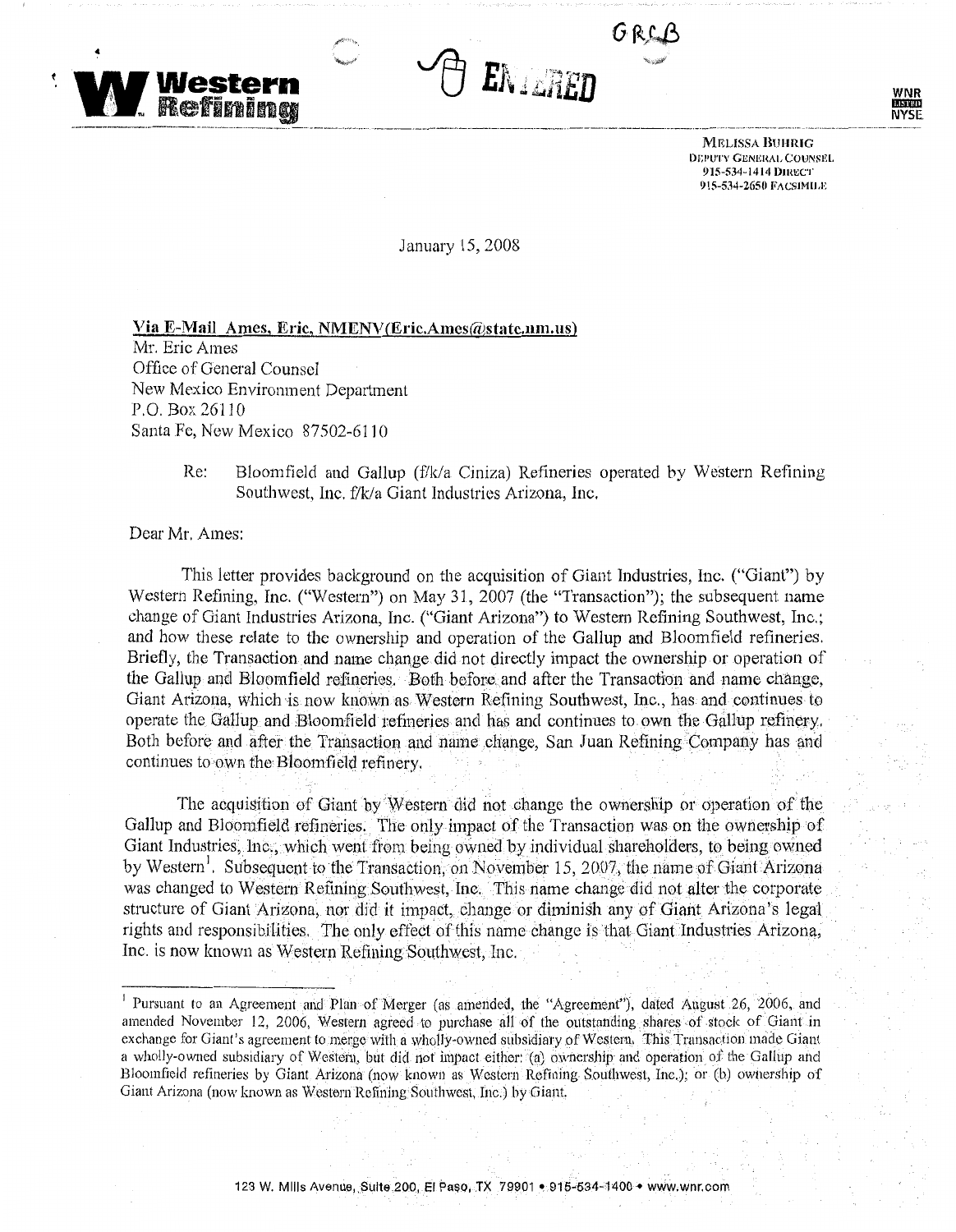**Western Refining**

GRCB

ENTERED

WNR NYSE

MELISSA BUHRIG
DEPUTY GENERAL COUNSEL
915-534-1414 DIRECT
915-534-2650 FACSIMILE

January 15, 2008

**Via E-Mail Ames, Eric, NMENV(Eric.Ames@state.nm.us)**

Mr. Eric Ames
Office of General Counsel
New Mexico Environment Department
P.O. Box 26110
Santa Fe, New Mexico 87502-6110

Re: Bloomfield and Gallup (f/k/a Ciniza) Refineries operated by Western Refining Southwest, Inc. f/k/a Giant Industries Arizona, Inc.

Dear Mr. Ames:

This letter provides background on the acquisition of Giant Industries, Inc. ("Giant") by Western Refining, Inc. ("Western") on May 31, 2007 (the "Transaction"); the subsequent name change of Giant Industries Arizona, Inc. ("Giant Arizona") to Western Refining Southwest, Inc.; and how these relate to the ownership and operation of the Gallup and Bloomfield refineries. Briefly, the Transaction and name change did not directly impact the ownership or operation of the Gallup and Bloomfield refineries. Both before and after the Transaction and name change, Giant Arizona, which is now known as Western Refining Southwest, Inc., has and continues to operate the Gallup and Bloomfield refineries and has and continues to own the Gallup refinery. Both before and after the Transaction and name change, San Juan Refining Company has and continues to own the Bloomfield refinery.

The acquisition of Giant by Western did not change the ownership or operation of the Gallup and Bloomfield refineries. The only impact of the Transaction was on the ownership of Giant Industries, Inc., which went from being owned by individual shareholders, to being owned by Western[1]. Subsequent to the Transaction, on November 15, 2007, the name of Giant Arizona was changed to Western Refining Southwest, Inc. This name change did not alter the corporate structure of Giant Arizona, nor did it impact, change or diminish any of Giant Arizona's legal rights and responsibilities. The only effect of this name change is that Giant Industries Arizona, Inc. is now known as Western Refining Southwest, Inc.

---

[1] Pursuant to an Agreement and Plan of Merger (as amended, the "Agreement"), dated August 26, 2006, and amended November 12, 2006, Western agreed to purchase all of the outstanding shares of stock of Giant in exchange for Giant's agreement to merge with a wholly-owned subsidiary of Western. This Transaction made Giant a wholly-owned subsidiary of Western, but did not impact either: (a) ownership and operation of the Gallup and Bloomfield refineries by Giant Arizona (now known as Western Refining Southwest, Inc.); or (b) ownership of Giant Arizona (now known as Western Refining Southwest, Inc.) by Giant.

123 W. Mills Avenue, Suite 200, El Paso, TX 79901 • 915-534-1400 • www.wnr.com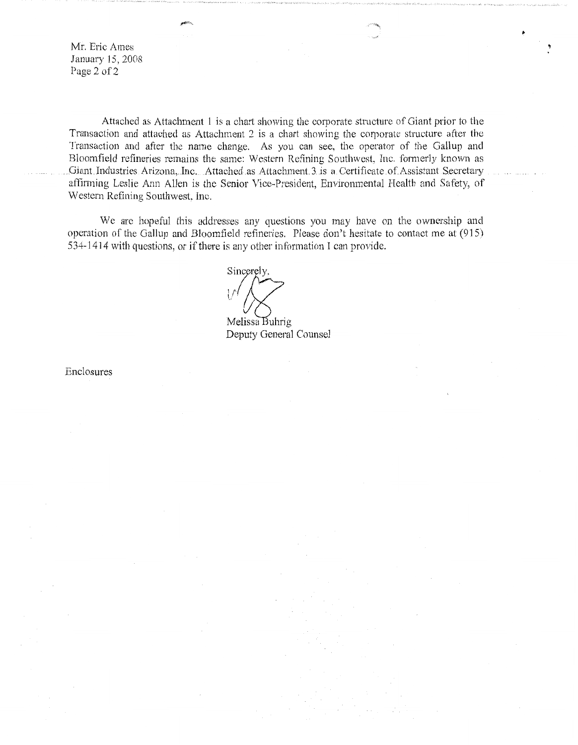Attached as Attachment 1 is a chart showing the corporate structure of Giant prior to the Transaction and attached as Attachment 2 is a chart showing the corporate structure after the Transaction and after the name change. As you can see, the operator of the Gallup and Bloomfield refineries remains the same: Western Refining Southwest, Inc. formerly known as Giant Industries Arizona, Inc. Attached as Attachment 3 is a Certificate of Assistant Secretary affirming Leslie Ann Allen is the Senior Vice-President, Environmental Health and Safety, of Western Refining Southwest, Inc.

We are hopeful this addresses any questions you may have on the ownership and operation of the Gallup and Bloomfield refineries. Please don't hesitate to contact me at (915) 534-1414 with questions, or if there is any other information I can provide.

Sincerely,

Melissa Buhrig
Deputy General Counsel

Enclosures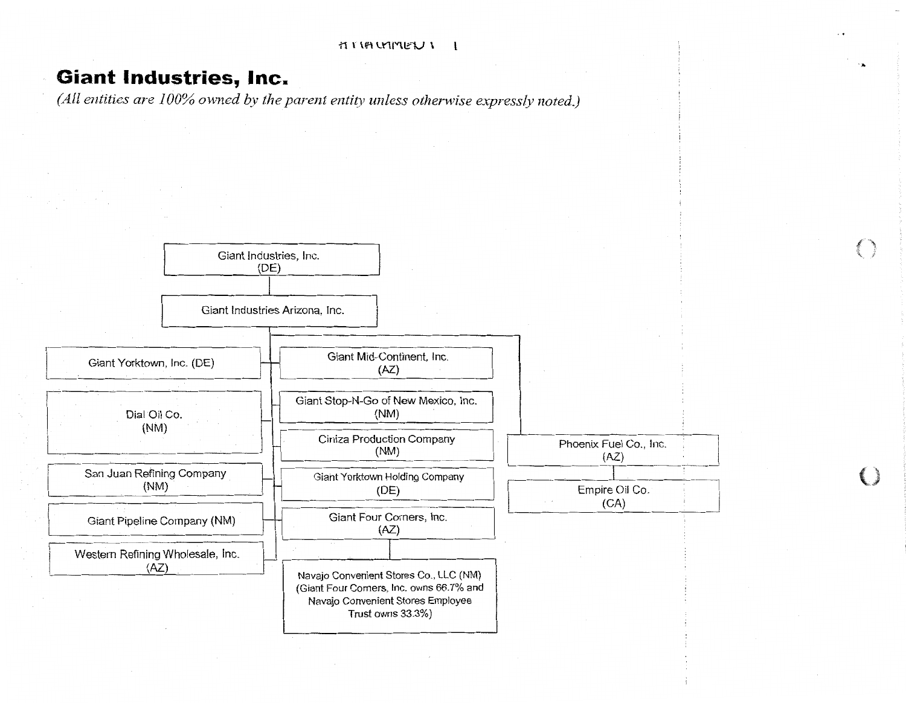ATTACHMENT 1

# Giant Industries, Inc.

*(All entities are 100% owned by the parent entity unless otherwise expressly noted.)*

- Giant Industries, Inc. (DE)
  - Giant Industries Arizona, Inc.
    - Giant Yorktown, Inc. (DE)
    - Dial Oil Co. (NM)
    - San Juan Refining Company (NM)
    - Giant Pipeline Company (NM)
    - Western Refining Wholesale, Inc. (AZ)
    - Giant Mid-Continent, Inc. (AZ)
    - Giant Stop-N-Go of New Mexico, Inc. (NM)
    - Ciniza Production Company (NM)
    - Giant Yorktown Holding Company (DE)
    - Giant Four Corners, Inc. (AZ)
      - Navajo Convenient Stores Co., LLC (NM) (Giant Four Corners, Inc. owns 66.7% and Navajo Convenient Stores Employee Trust owns 33.3%)
    - Phoenix Fuel Co., Inc. (AZ)
      - Empire Oil Co. (CA)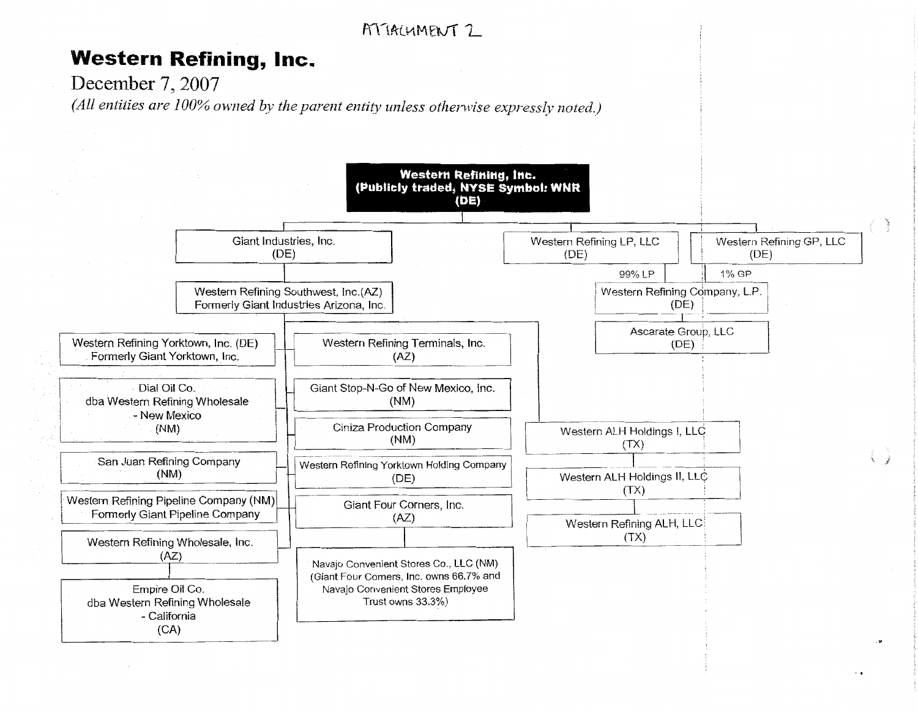ATTACHMENT 2

# Western Refining, Inc.

December 7, 2007

*(All entities are 100% owned by the parent entity unless otherwise expressly noted.)*

- **Western Refining, Inc. (Publicly traded, NYSE Symbol: WNR) (DE)**
  - Giant Industries, Inc. (DE)
    - Western Refining Southwest, Inc. (AZ) Formerly Giant Industries Arizona, Inc.
      - Western Refining Yorktown, Inc. (DE) Formerly Giant Yorktown, Inc.
      - Dial Oil Co. dba Western Refining Wholesale - New Mexico (NM)
      - San Juan Refining Company (NM)
      - Western Refining Pipeline Company (NM) Formerly Giant Pipeline Company
      - Western Refining Wholesale, Inc. (AZ)
        - Empire Oil Co. dba Western Refining Wholesale - California (CA)
      - Western Refining Terminals, Inc. (AZ)
      - Giant Stop-N-Go of New Mexico, Inc. (NM)
      - Ciniza Production Company (NM)
      - Western Refining Yorktown Holding Company (DE)
      - Giant Four Corners, Inc. (AZ)
        - Navajo Convenient Stores Co., LLC (NM) (Giant Four Corners, Inc. owns 66.7% and Navajo Convenient Stores Employee Trust owns 33.3%)
      - Western ALH Holdings I, LLC (TX)
        - Western ALH Holdings II, LLC (TX)
          - Western Refining ALH, LLC (TX)
  - Western Refining LP, LLC (DE)
    - 99% LP: Western Refining Company, L.P. (DE)
  - Western Refining GP, LLC (DE)
    - 1% GP: Western Refining Company, L.P. (DE)
      - Ascarate Group, LLC (DE)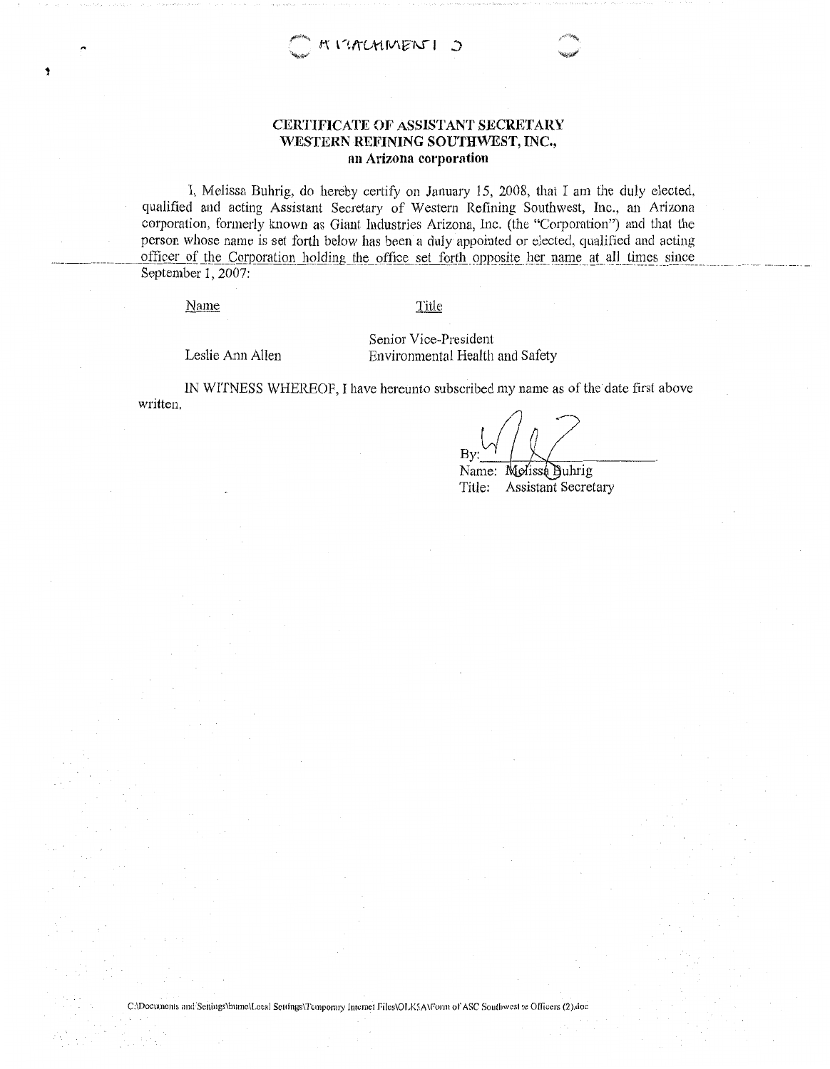ATTACHMENT 3

**CERTIFICATE OF ASSISTANT SECRETARY**
**WESTERN REFINING SOUTHWEST, INC.,**
**an Arizona corporation**

I, Melissa Buhrig, do hereby certify on January 15, 2008, that I am the duly elected, qualified and acting Assistant Secretary of Western Refining Southwest, Inc., an Arizona corporation, formerly known as Giant Industries Arizona, Inc. (the "Corporation") and that the person whose name is set forth below has been a duly appointed or elected, qualified and acting officer of the Corporation holding the office set forth opposite her name at all times since September 1, 2007:

| Name | Title |
|---|---|
| Leslie Ann Allen | Senior Vice-President Environmental Health and Safety |

IN WITNESS WHEREOF, I have hereunto subscribed my name as of the date first above written.

By: \_\_\_\_\_\_\_\_\_\_\_\_\_\_\_\_
Name: Melissa Buhrig
Title: Assistant Secretary

C:\Documents and Settings\bume\Local Settings\Temporary Internet Files\OLK5A\Form of ASC Southwest re Officers (2).doc